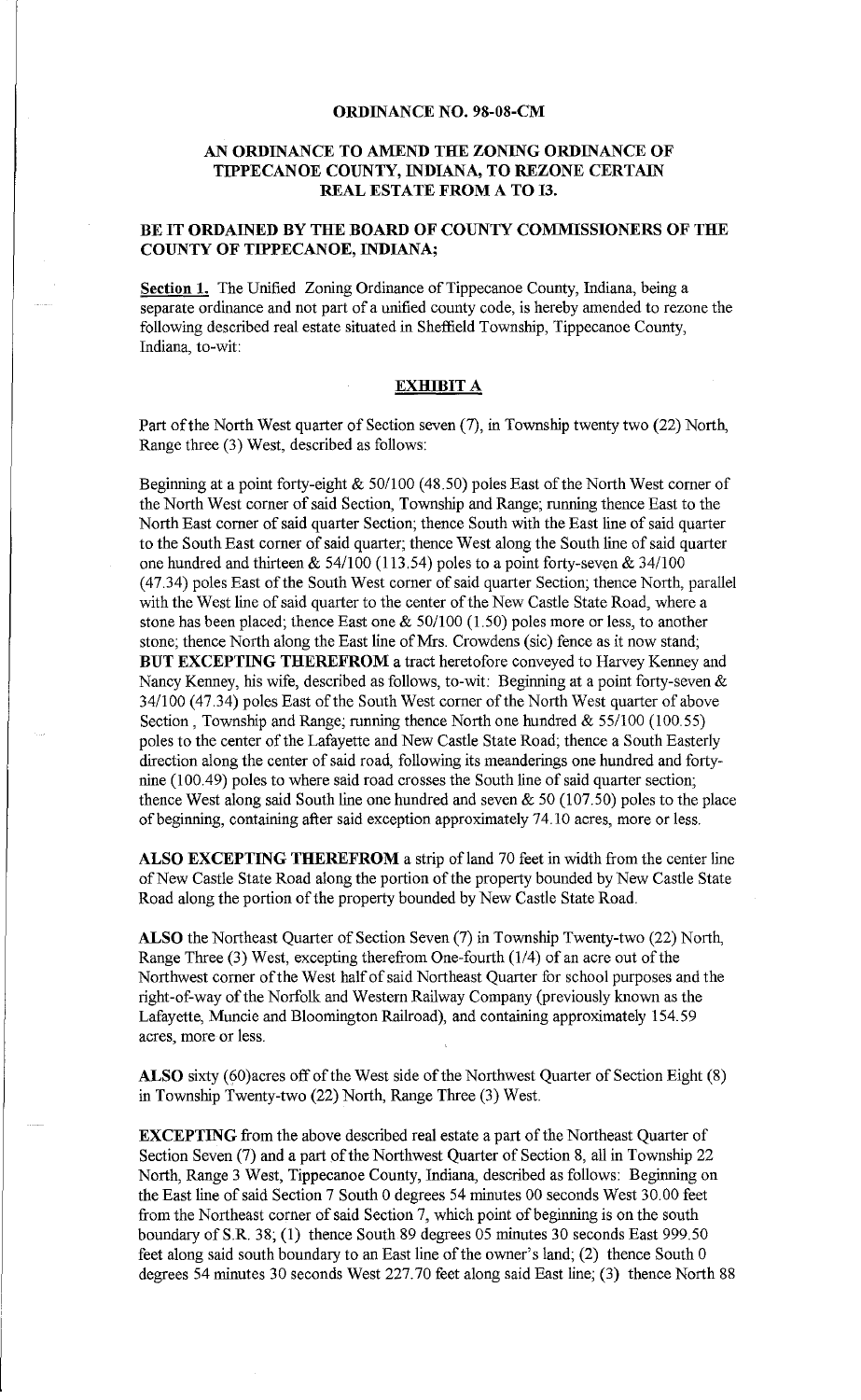**ORDINANCE NO. 98-08-CM**

**AN ORDINANCE TO AMEND THE ZONING ORDINANCE OF TIPPECANOE COUNTY, INDIANA, TO REZONE CERTAIN REAL ESTATE FROM A TO I3.**

**BE IT ORDAINED BY THE BOARD OF COUNTY COMMISSIONERS OF THE COUNTY OF TIPPECANOE, INDIANA;**

**Section 1.** The Unified Zoning Ordinance of Tippecanoe County, Indiana, being a separate ordinance and not part of a unified county code, is hereby amended to rezone the following described real estate situated in Sheffield Township, Tippecanoe County, Indiana, to-wit:

**EXHIBIT A**

Part of the North West quarter of Section seven (7), in Township twenty two (22) North, Range three (3) West, described as follows:

Beginning at a point forty-eight & 50/100 (48.50) poles East of the North West corner of the North West corner of said Section, Township and Range; running thence East to the North East corner of said quarter Section; thence South with the East line of said quarter to the South East corner of said quarter; thence West along the South line of said quarter one hundred and thirteen & 54/100 (113.54) poles to a point forty-seven & 34/100 (47.34) poles East of the South West corner of said quarter Section; thence North, parallel with the West line of said quarter to the center of the New Castle State Road, where a stone has been placed; thence East one & 50/100 (1.50) poles more or less, to another stone; thence North along the East line of Mrs. Crowdens (sic) fence as it now stand; **BUT EXCEPTING THEREFROM** a tract heretofore conveyed to Harvey Kenney and Nancy Kenney, his wife, described as follows, to-wit: Beginning at a point forty-seven & 34/100 (47.34) poles East of the South West corner of the North West quarter of above Section , Township and Range; running thence North one hundred & 55/100 (100.55) poles to the center of the Lafayette and New Castle State Road; thence a South Easterly direction along the center of said road, following its meanderings one hundred and forty-nine (100.49) poles to where said road crosses the South line of said quarter section; thence West along said South line one hundred and seven & 50 (107.50) poles to the place of beginning, containing after said exception approximately 74.10 acres, more or less.

**ALSO EXCEPTING THEREFROM** a strip of land 70 feet in width from the center line of New Castle State Road along the portion of the property bounded by New Castle State Road along the portion of the property bounded by New Castle State Road.

**ALSO** the Northeast Quarter of Section Seven (7) in Township Twenty-two (22) North, Range Three (3) West, excepting therefrom One-fourth (1/4) of an acre out of the Northwest corner of the West half of said Northeast Quarter for school purposes and the right-of-way of the Norfolk and Western Railway Company (previously known as the Lafayette, Muncie and Bloomington Railroad), and containing approximately 154.59 acres, more or less.

**ALSO** sixty (60)acres off of the West side of the Northwest Quarter of Section Eight (8) in Township Twenty-two (22) North, Range Three (3) West.

**EXCEPTING** from the above described real estate a part of the Northeast Quarter of Section Seven (7) and a part of the Northwest Quarter of Section 8, all in Township 22 North, Range 3 West, Tippecanoe County, Indiana, described as follows: Beginning on the East line of said Section 7 South 0 degrees 54 minutes 00 seconds West 30.00 feet from the Northeast corner of said Section 7, which point of beginning is on the south boundary of S.R. 38; (1) thence South 89 degrees 05 minutes 30 seconds East 999.50 feet along said south boundary to an East line of the owner's land; (2) thence South 0 degrees 54 minutes 30 seconds West 227.70 feet along said East line; (3) thence North 88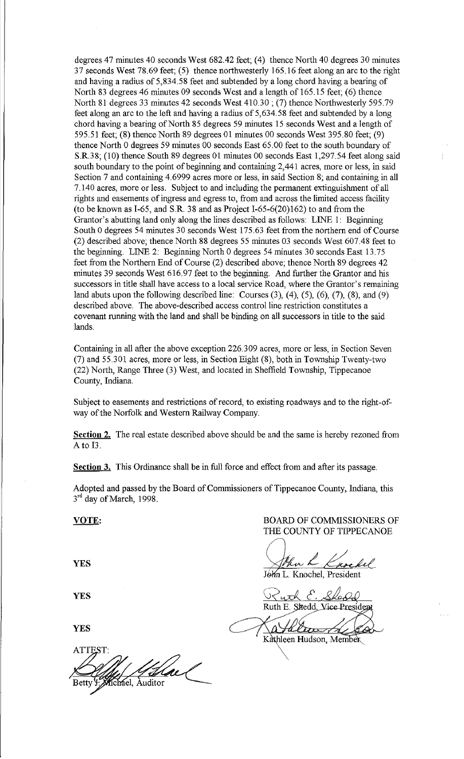degrees 47 minutes 40 seconds West 682.42 feet; (4) thence North 40 degrees 30 minutes 37 seconds West 78.69 feet; (5) thence northwesterly 165.16 feet along an arc to the right and having a radius of 5,834.58 feet and subtended by a long chord having a bearing of North 83 degrees 46 minutes 09 seconds West and a length of 165.15 feet; (6) thence North 81 degrees 33 minutes 42 seconds West 410.30 ; (7) thence Northwesterly 595.79 feet along an arc to the left and having a radius of 5,634.58 feet and subtended by a long chord having a bearing of North 85 degrees 59 minutes 15 seconds West and a length of 595.51 feet; (8) thence North 89 degrees 01 minutes 00 seconds West 395.80 feet; (9) thence North 0 degrees 59 minutes 00 seconds East 65.00 feet to the south boundary of S.R.38; (10) thence South 89 degrees 01 minutes 00 seconds East 1,297.54 feet along said south boundary to the point of beginning and containing 2,441 acres, more or less, in said Section 7 and containing 4.6999 acres more or less, in said Section 8; and containing in all 7.140 acres, more or less. Subject to and including the permanent extinguishment of all rights and easements of ingress and egress to, from and across the limited access facility (to be known as I-65, and S.R. 38 and as Project I-65-6(20)162) to and from the Grantor's abutting land only along the lines described as follows: LINE 1: Beginning South 0 degrees 54 minutes 30 seconds West 175.63 feet from the northern end of Course (2) described above; thence North 88 degrees 55 minutes 03 seconds West 607.48 feet to the beginning. LINE 2: Beginning North 0 degrees 54 minutes 30 seconds East 13.75 feet from the Northern End of Course (2) described above; thence North 89 degrees 42 minutes 39 seconds West 616.97 feet to the beginning. And further the Grantor and his successors in title shall have access to a local service Road, where the Grantor's remaining land abuts upon the following described line: Courses (3), (4), (5), (6), (7), (8), and (9) described above. The above-described access control line restriction constitutes a covenant running with the land and shall be binding on all successors in title to the said lands.

Containing in all after the above exception 226.309 acres, more or less, in Section Seven (7) and 55.301 acres, more or less, in Section Eight (8), both in Township Twenty-two (22) North, Range Three (3) West, and located in Sheffield Township, Tippecanoe County, Indiana.

Subject to easements and restrictions of record, to existing roadways and to the right-of-way of the Norfolk and Western Railway Company.

**Section 2.** The real estate described above should be and the same is hereby rezoned from A to I3.

**Section 3.** This Ordinance shall be in full force and effect from and after its passage.

Adopted and passed by the Board of Commissioners of Tippecanoe County, Indiana, this 3rd day of March, 1998.

**VOTE:**

BOARD OF COMMISSIONERS OF THE COUNTY OF TIPPECANOE

YES

John L. Knochel, President

YES

Ruth E. Shedd, Vice President

YES

Kathleen Hudson, Member

ATTEST:

Betty J. Michael, Auditor